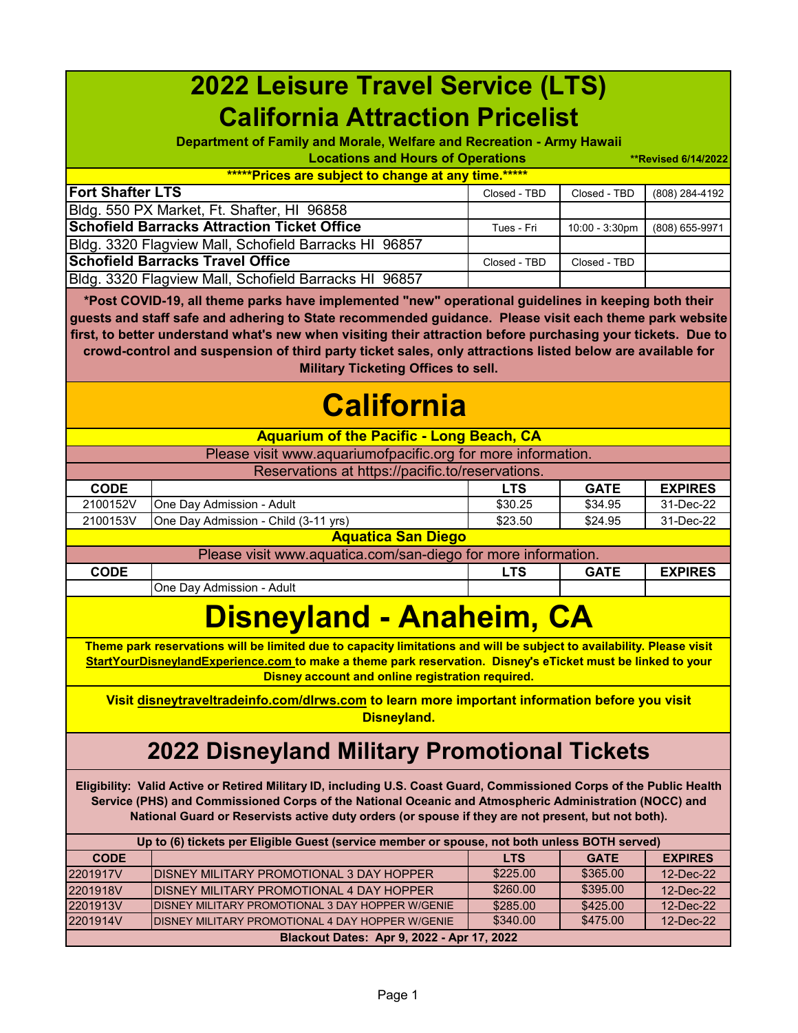# 2022 Leisure Travel Service (LTS)
# California Attraction Pricelist

**Department of Family and Morale, Welfare and Recreation - Army Hawaii**

**Locations and Hours of Operations**

****Revised 6/14/2022**

*****Prices are subject to change at any time.*****

| Location | Days | Hours | Phone |
|---|---|---|---|
| **Fort Shafter LTS** | Closed - TBD | Closed - TBD | (808) 284-4192 |
| Bldg. 550 PX Market, Ft. Shafter, HI 96858 | | | |
| **Schofield Barracks Attraction Ticket Office** | Tues - Fri | 10:00 - 3:30pm | (808) 655-9971 |
| Bldg. 3320 Flagview Mall, Schofield Barracks HI 96857 | | | |
| **Schofield Barracks Travel Office** | Closed - TBD | Closed - TBD | |
| Bldg. 3320 Flagview Mall, Schofield Barracks HI 96857 | | | |

**\*Post COVID-19, all theme parks have implemented "new" operational guidelines in keeping both their guests and staff safe and adhering to State recommended guidance. Please visit each theme park website first, to better understand what's new when visiting their attraction before purchasing your tickets. Due to crowd-control and suspension of third party ticket sales, only attractions listed below are available for Military Ticketing Offices to sell.**

# California

## Aquarium of the Pacific - Long Beach, CA

Please visit www.aquariumofpacific.org for more information.

Reservations at https://pacific.to/reservations.

| CODE | | LTS | GATE | EXPIRES |
|---|---|---|---|---|
| 2100152V | One Day Admission - Adult | $30.25 | $34.95 | 31-Dec-22 |
| 2100153V | One Day Admission - Child (3-11 yrs) | $23.50 | $24.95 | 31-Dec-22 |

## Aquatica San Diego

Please visit www.aquatica.com/san-diego for more information.

| CODE | | LTS | GATE | EXPIRES |
|---|---|---|---|---|
| | One Day Admission - Adult | | | |

# Disneyland - Anaheim, CA

**Theme park reservations will be limited due to capacity limitations and will be subject to availability. Please visit StartYourDisneylandExperience.com to make a theme park reservation. Disney's eTicket must be linked to your Disney account and online registration required.**

**Visit disneytraveltradeinfo.com/dlrws.com to learn more important information before you visit Disneyland.**

## 2022 Disneyland Military Promotional Tickets

**Eligibility: Valid Active or Retired Military ID, including U.S. Coast Guard, Commissioned Corps of the Public Health Service (PHS) and Commissioned Corps of the National Oceanic and Atmospheric Administration (NOCC) and National Guard or Reservists active duty orders (or spouse if they are not present, but not both).**

**Up to (6) tickets per Eligible Guest (service member or spouse, not both unless BOTH served)**

| CODE | | LTS | GATE | EXPIRES |
|---|---|---|---|---|
| 2201917V | DISNEY MILITARY PROMOTIONAL 3 DAY HOPPER | $225.00 | $365.00 | 12-Dec-22 |
| 2201918V | DISNEY MILITARY PROMOTIONAL 4 DAY HOPPER | $260.00 | $395.00 | 12-Dec-22 |
| 2201913V | DISNEY MILITARY PROMOTIONAL 3 DAY HOPPER W/GENIE | $285.00 | $425.00 | 12-Dec-22 |
| 2201914V | DISNEY MILITARY PROMOTIONAL 4 DAY HOPPER W/GENIE | $340.00 | $475.00 | 12-Dec-22 |

**Blackout Dates: Apr 9, 2022 - Apr 17, 2022**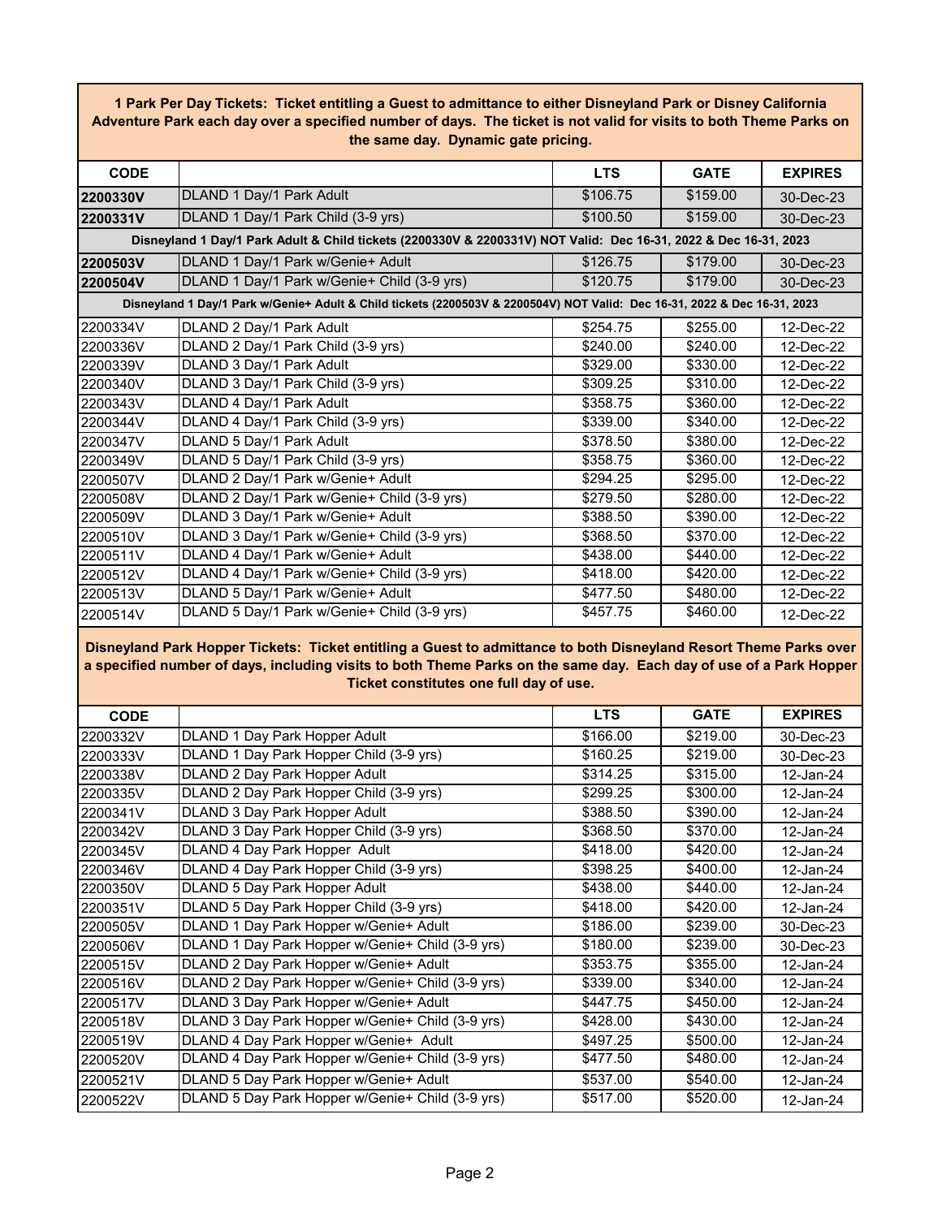**1 Park Per Day Tickets: Ticket entitling a Guest to admittance to either Disneyland Park or Disney California Adventure Park each day over a specified number of days. The ticket is not valid for visits to both Theme Parks on the same day. Dynamic gate pricing.**

| CODE | | LTS | GATE | EXPIRES |
|---|---|---|---|---|
| **2200330V** | DLAND 1 Day/1 Park Adult | $106.75 | $159.00 | 30-Dec-23 |
| **2200331V** | DLAND 1 Day/1 Park Child (3-9 yrs) | $100.50 | $159.00 | 30-Dec-23 |
| **Disneyland 1 Day/1 Park Adult & Child tickets (2200330V & 2200331V) NOT Valid: Dec 16-31, 2022 & Dec 16-31, 2023** | | | | |
| **2200503V** | DLAND 1 Day/1 Park w/Genie+ Adult | $126.75 | $179.00 | 30-Dec-23 |
| **2200504V** | DLAND 1 Day/1 Park w/Genie+ Child (3-9 yrs) | $120.75 | $179.00 | 30-Dec-23 |
| **Disneyland 1 Day/1 Park w/Genie+ Adult & Child tickets (2200503V & 2200504V) NOT Valid: Dec 16-31, 2022 & Dec 16-31, 2023** | | | | |
| 2200334V | DLAND 2 Day/1 Park Adult | $254.75 | $255.00 | 12-Dec-22 |
| 2200336V | DLAND 2 Day/1 Park Child (3-9 yrs) | $240.00 | $240.00 | 12-Dec-22 |
| 2200339V | DLAND 3 Day/1 Park Adult | $329.00 | $330.00 | 12-Dec-22 |
| 2200340V | DLAND 3 Day/1 Park Child (3-9 yrs) | $309.25 | $310.00 | 12-Dec-22 |
| 2200343V | DLAND 4 Day/1 Park Adult | $358.75 | $360.00 | 12-Dec-22 |
| 2200344V | DLAND 4 Day/1 Park Child (3-9 yrs) | $339.00 | $340.00 | 12-Dec-22 |
| 2200347V | DLAND 5 Day/1 Park Adult | $378.50 | $380.00 | 12-Dec-22 |
| 2200349V | DLAND 5 Day/1 Park Child (3-9 yrs) | $358.75 | $360.00 | 12-Dec-22 |
| 2200507V | DLAND 2 Day/1 Park w/Genie+ Adult | $294.25 | $295.00 | 12-Dec-22 |
| 2200508V | DLAND 2 Day/1 Park w/Genie+ Child (3-9 yrs) | $279.50 | $280.00 | 12-Dec-22 |
| 2200509V | DLAND 3 Day/1 Park w/Genie+ Adult | $388.50 | $390.00 | 12-Dec-22 |
| 2200510V | DLAND 3 Day/1 Park w/Genie+ Child (3-9 yrs) | $368.50 | $370.00 | 12-Dec-22 |
| 2200511V | DLAND 4 Day/1 Park w/Genie+ Adult | $438.00 | $440.00 | 12-Dec-22 |
| 2200512V | DLAND 4 Day/1 Park w/Genie+ Child (3-9 yrs) | $418.00 | $420.00 | 12-Dec-22 |
| 2200513V | DLAND 5 Day/1 Park w/Genie+ Adult | $477.50 | $480.00 | 12-Dec-22 |
| 2200514V | DLAND 5 Day/1 Park w/Genie+ Child (3-9 yrs) | $457.75 | $460.00 | 12-Dec-22 |

**Disneyland Park Hopper Tickets: Ticket entitling a Guest to admittance to both Disneyland Resort Theme Parks over a specified number of days, including visits to both Theme Parks on the same day. Each day of use of a Park Hopper Ticket constitutes one full day of use.**

| CODE | | LTS | GATE | EXPIRES |
|---|---|---|---|---|
| 2200332V | DLAND 1 Day Park Hopper Adult | $166.00 | $219.00 | 30-Dec-23 |
| 2200333V | DLAND 1 Day Park Hopper Child (3-9 yrs) | $160.25 | $219.00 | 30-Dec-23 |
| 2200338V | DLAND 2 Day Park Hopper Adult | $314.25 | $315.00 | 12-Jan-24 |
| 2200335V | DLAND 2 Day Park Hopper Child (3-9 yrs) | $299.25 | $300.00 | 12-Jan-24 |
| 2200341V | DLAND 3 Day Park Hopper Adult | $388.50 | $390.00 | 12-Jan-24 |
| 2200342V | DLAND 3 Day Park Hopper Child (3-9 yrs) | $368.50 | $370.00 | 12-Jan-24 |
| 2200345V | DLAND 4 Day Park Hopper Adult | $418.00 | $420.00 | 12-Jan-24 |
| 2200346V | DLAND 4 Day Park Hopper Child (3-9 yrs) | $398.25 | $400.00 | 12-Jan-24 |
| 2200350V | DLAND 5 Day Park Hopper Adult | $438.00 | $440.00 | 12-Jan-24 |
| 2200351V | DLAND 5 Day Park Hopper Child (3-9 yrs) | $418.00 | $420.00 | 12-Jan-24 |
| 2200505V | DLAND 1 Day Park Hopper w/Genie+ Adult | $186.00 | $239.00 | 30-Dec-23 |
| 2200506V | DLAND 1 Day Park Hopper w/Genie+ Child (3-9 yrs) | $180.00 | $239.00 | 30-Dec-23 |
| 2200515V | DLAND 2 Day Park Hopper w/Genie+ Adult | $353.75 | $355.00 | 12-Jan-24 |
| 2200516V | DLAND 2 Day Park Hopper w/Genie+ Child (3-9 yrs) | $339.00 | $340.00 | 12-Jan-24 |
| 2200517V | DLAND 3 Day Park Hopper w/Genie+ Adult | $447.75 | $450.00 | 12-Jan-24 |
| 2200518V | DLAND 3 Day Park Hopper w/Genie+ Child (3-9 yrs) | $428.00 | $430.00 | 12-Jan-24 |
| 2200519V | DLAND 4 Day Park Hopper w/Genie+ Adult | $497.25 | $500.00 | 12-Jan-24 |
| 2200520V | DLAND 4 Day Park Hopper w/Genie+ Child (3-9 yrs) | $477.50 | $480.00 | 12-Jan-24 |
| 2200521V | DLAND 5 Day Park Hopper w/Genie+ Adult | $537.00 | $540.00 | 12-Jan-24 |
| 2200522V | DLAND 5 Day Park Hopper w/Genie+ Child (3-9 yrs) | $517.00 | $520.00 | 12-Jan-24 |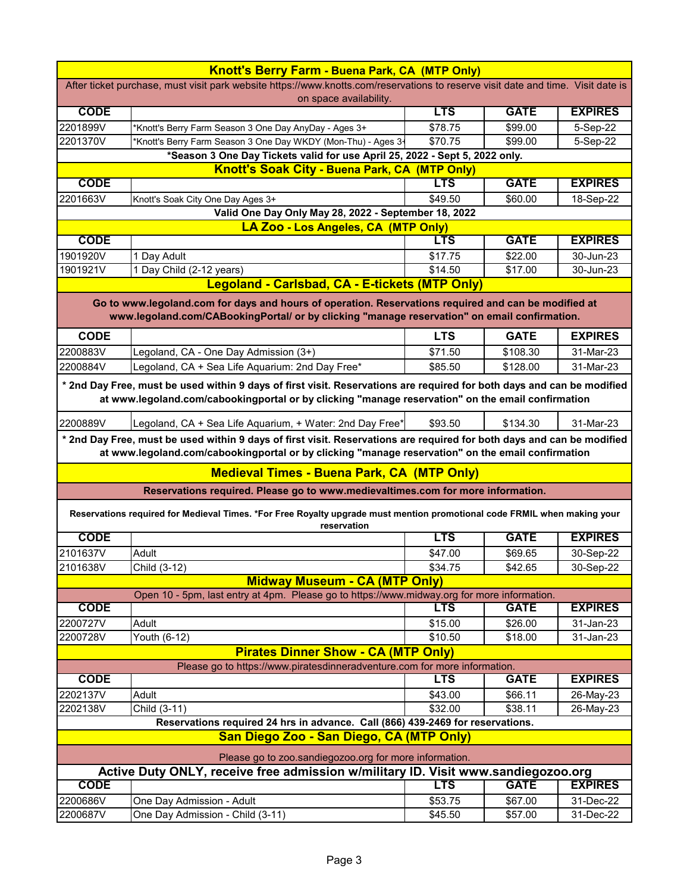## Knott's Berry Farm - Buena Park, CA (MTP Only)

After ticket purchase, must visit park website https://www.knotts.com/reservations to reserve visit date and time. Visit date is on space availability.

| CODE | | LTS | GATE | EXPIRES |
|---|---|---|---|---|
| 2201899V | *Knott's Berry Farm Season 3 One Day AnyDay - Ages 3+ | $78.75 | $99.00 | 5-Sep-22 |
| 2201370V | *Knott's Berry Farm Season 3 One Day WKDY (Mon-Thu) - Ages 3+ | $70.75 | $99.00 | 5-Sep-22 |

**\*Season 3 One Day Tickets valid for use April 25, 2022 - Sept 5, 2022 only.**

## Knott's Soak City - Buena Park, CA (MTP Only)

| CODE | | LTS | GATE | EXPIRES |
|---|---|---|---|---|
| 2201663V | Knott's Soak City One Day Ages 3+ | $49.50 | $60.00 | 18-Sep-22 |

**Valid One Day Only May 28, 2022 - September 18, 2022**

## LA Zoo - Los Angeles, CA (MTP Only)

| CODE | | LTS | GATE | EXPIRES |
|---|---|---|---|---|
| 1901920V | 1 Day Adult | $17.75 | $22.00 | 30-Jun-23 |
| 1901921V | 1 Day Child (2-12 years) | $14.50 | $17.00 | 30-Jun-23 |

## Legoland - Carlsbad, CA - E-tickets (MTP Only)

**Go to www.legoland.com for days and hours of operation. Reservations required and can be modified at www.legoland.com/CABookingPortal/ or by clicking "manage reservation" on email confirmation.**

| CODE | | LTS | GATE | EXPIRES |
|---|---|---|---|---|
| 2200883V | Legoland, CA - One Day Admission (3+) | $71.50 | $108.30 | 31-Mar-23 |
| 2200884V | Legoland, CA + Sea Life Aquarium: 2nd Day Free* | $85.50 | $128.00 | 31-Mar-23 |

**\* 2nd Day Free, must be used within 9 days of first visit. Reservations are required for both days and can be modified at www.legoland.com/cabookingportal or by clicking "manage reservation" on the email confirmation**

| CODE | | LTS | GATE | EXPIRES |
|---|---|---|---|---|
| 2200889V | Legoland, CA + Sea Life Aquarium, + Water: 2nd Day Free* | $93.50 | $134.30 | 31-Mar-23 |

**\* 2nd Day Free, must be used within 9 days of first visit. Reservations are required for both days and can be modified at www.legoland.com/cabookingportal or by clicking "manage reservation" on the email confirmation**

## Medieval Times - Buena Park, CA (MTP Only)

**Reservations required. Please go to www.medievaltimes.com for more information.**

**Reservations required for Medieval Times. \*For Free Royalty upgrade must mention promotional code FRMIL when making your reservation**

| CODE | | LTS | GATE | EXPIRES |
|---|---|---|---|---|
| 2101637V | Adult | $47.00 | $69.65 | 30-Sep-22 |
| 2101638V | Child (3-12) | $34.75 | $42.65 | 30-Sep-22 |

## Midway Museum - CA (MTP Only)

Open 10 - 5pm, last entry at 4pm. Please go to https://www.midway.org for more information.

| CODE | | LTS | GATE | EXPIRES |
|---|---|---|---|---|
| 2200727V | Adult | $15.00 | $26.00 | 31-Jan-23 |
| 2200728V | Youth (6-12) | $10.50 | $18.00 | 31-Jan-23 |

## Pirates Dinner Show - CA (MTP Only)

Please go to https://www.piratesdinneradventure.com for more information.

| CODE | | LTS | GATE | EXPIRES |
|---|---|---|---|---|
| 2202137V | Adult | $43.00 | $66.11 | 26-May-23 |
| 2202138V | Child (3-11) | $32.00 | $38.11 | 26-May-23 |

**Reservations required 24 hrs in advance. Call (866) 439-2469 for reservations.**

## San Diego Zoo - San Diego, CA (MTP Only)

Please go to zoo.sandiegozoo.org for more information.

**Active Duty ONLY, receive free admission w/military ID. Visit www.sandiegozoo.org**

| CODE | | LTS | GATE | EXPIRES |
|---|---|---|---|---|
| 2200686V | One Day Admission - Adult | $53.75 | $67.00 | 31-Dec-22 |
| 2200687V | One Day Admission - Child (3-11) | $45.50 | $57.00 | 31-Dec-22 |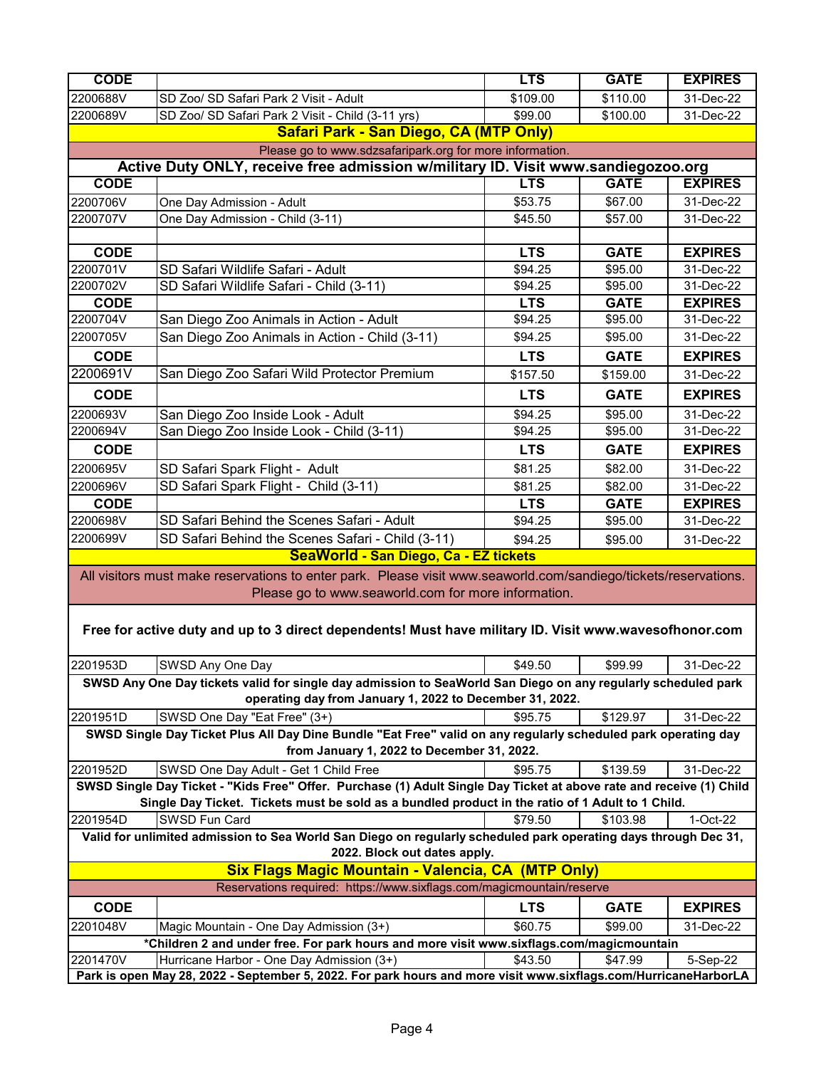| CODE | | LTS | GATE | EXPIRES |
|---|---|---|---|---|
| 2200688V | SD Zoo/ SD Safari Park 2 Visit - Adult | $109.00 | $110.00 | 31-Dec-22 |
| 2200689V | SD Zoo/ SD Safari Park 2 Visit - Child (3-11 yrs) | $99.00 | $100.00 | 31-Dec-22 |

## Safari Park - San Diego, CA (MTP Only)

Please go to www.sdzsafaripark.org for more information.

**Active Duty ONLY, receive free admission w/military ID. Visit www.sandiegozoo.org**

| CODE | | LTS | GATE | EXPIRES |
|---|---|---|---|---|
| 2200706V | One Day Admission - Adult | $53.75 | $67.00 | 31-Dec-22 |
| 2200707V | One Day Admission - Child (3-11) | $45.50 | $57.00 | 31-Dec-22 |

| CODE | | LTS | GATE | EXPIRES |
|---|---|---|---|---|
| 2200701V | SD Safari Wildlife Safari - Adult | $94.25 | $95.00 | 31-Dec-22 |
| 2200702V | SD Safari Wildlife Safari - Child (3-11) | $94.25 | $95.00 | 31-Dec-22 |
| **CODE** | | **LTS** | **GATE** | **EXPIRES** |
| 2200704V | San Diego Zoo Animals in Action - Adult | $94.25 | $95.00 | 31-Dec-22 |
| 2200705V | San Diego Zoo Animals in Action - Child (3-11) | $94.25 | $95.00 | 31-Dec-22 |
| **CODE** | | **LTS** | **GATE** | **EXPIRES** |
| 2200691V | San Diego Zoo Safari Wild Protector Premium | $157.50 | $159.00 | 31-Dec-22 |
| **CODE** | | **LTS** | **GATE** | **EXPIRES** |
| 2200693V | San Diego Zoo Inside Look - Adult | $94.25 | $95.00 | 31-Dec-22 |
| 2200694V | San Diego Zoo Inside Look - Child (3-11) | $94.25 | $95.00 | 31-Dec-22 |
| **CODE** | | **LTS** | **GATE** | **EXPIRES** |
| 2200695V | SD Safari Spark Flight - Adult | $81.25 | $82.00 | 31-Dec-22 |
| 2200696V | SD Safari Spark Flight - Child (3-11) | $81.25 | $82.00 | 31-Dec-22 |
| **CODE** | | **LTS** | **GATE** | **EXPIRES** |
| 2200698V | SD Safari Behind the Scenes Safari - Adult | $94.25 | $95.00 | 31-Dec-22 |
| 2200699V | SD Safari Behind the Scenes Safari - Child (3-11) | $94.25 | $95.00 | 31-Dec-22 |

## SeaWorld - San Diego, Ca - EZ tickets

All visitors must make reservations to enter park. Please visit www.seaworld.com/sandiego/tickets/reservations. Please go to www.seaworld.com for more information.

**Free for active duty and up to 3 direct dependents! Must have military ID. Visit www.wavesofhonor.com**

| CODE | | LTS | GATE | EXPIRES |
|---|---|---|---|---|
| 2201953D | SWSD Any One Day | $49.50 | $99.99 | 31-Dec-22 |
| **SWSD Any One Day tickets valid for single day admission to SeaWorld San Diego on any regularly scheduled park operating day from January 1, 2022 to December 31, 2022.** | | | | |
| 2201951D | SWSD One Day "Eat Free" (3+) | $95.75 | $129.97 | 31-Dec-22 |
| **SWSD Single Day Ticket Plus All Day Dine Bundle "Eat Free" valid on any regularly scheduled park operating day from January 1, 2022 to December 31, 2022.** | | | | |
| 2201952D | SWSD One Day Adult - Get 1 Child Free | $95.75 | $139.59 | 31-Dec-22 |
| **SWSD Single Day Ticket - "Kids Free" Offer. Purchase (1) Adult Single Day Ticket at above rate and receive (1) Child Single Day Ticket. Tickets must be sold as a bundled product in the ratio of 1 Adult to 1 Child.** | | | | |
| 2201954D | SWSD Fun Card | $79.50 | $103.98 | 1-Oct-22 |
| **Valid for unlimited admission to Sea World San Diego on regularly scheduled park operating days through Dec 31, 2022. Block out dates apply.** | | | | |

## Six Flags Magic Mountain - Valencia, CA (MTP Only)

Reservations required: https://www.sixflags.com/magicmountain/reserve

| CODE | | LTS | GATE | EXPIRES |
|---|---|---|---|---|
| 2201048V | Magic Mountain - One Day Admission (3+) | $60.75 | $99.00 | 31-Dec-22 |
| ***Children 2 and under free. For park hours and more visit www.sixflags.com/magicmountain** | | | | |
| 2201470V | Hurricane Harbor - One Day Admission (3+) | $43.50 | $47.99 | 5-Sep-22 |
| **Park is open May 28, 2022 - September 5, 2022. For park hours and more visit www.sixflags.com/HurricaneHarborLA** | | | | |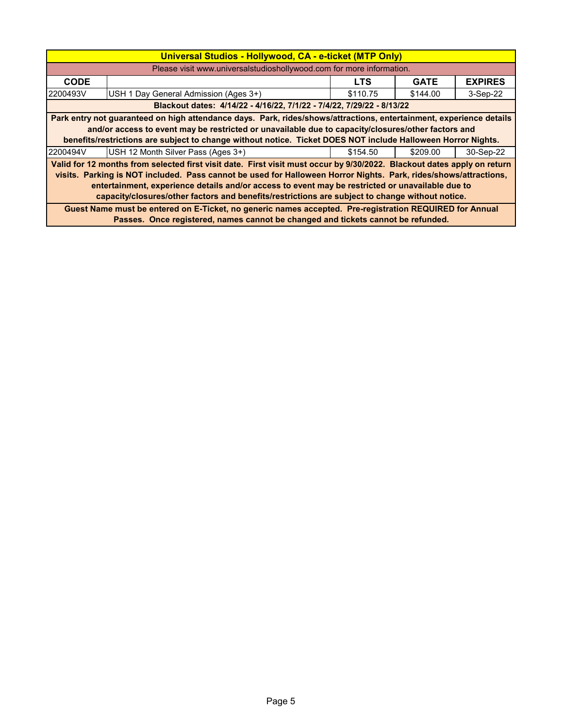| Universal Studios - Hollywood, CA - e-ticket (MTP Only) | | | | |
|---|---|---|---|---|
| Please visit www.universalstudioshollywood.com for more information. | | | | |
| **CODE** | | **LTS** | **GATE** | **EXPIRES** |
| 2200493V | USH 1 Day General Admission (Ages 3+) | $110.75 | $144.00 | 3-Sep-22 |
| **Blackout dates: 4/14/22 - 4/16/22, 7/1/22 - 7/4/22, 7/29/22 - 8/13/22** | | | | |
| **Park entry not guaranteed on high attendance days. Park, rides/shows/attractions, entertainment, experience details and/or access to event may be restricted or unavailable due to capacity/closures/other factors and benefits/restrictions are subject to change without notice. Ticket DOES NOT include Halloween Horror Nights.** | | | | |
| 2200494V | USH 12 Month Silver Pass (Ages 3+) | $154.50 | $209.00 | 30-Sep-22 |
| **Valid for 12 months from selected first visit date. First visit must occur by 9/30/2022. Blackout dates apply on return visits. Parking is NOT included. Pass cannot be used for Halloween Horror Nights. Park, rides/shows/attractions, entertainment, experience details and/or access to event may be restricted or unavailable due to capacity/closures/other factors and benefits/restrictions are subject to change without notice.** | | | | |
| **Guest Name must be entered on E-Ticket, no generic names accepted. Pre-registration REQUIRED for Annual Passes. Once registered, names cannot be changed and tickets cannot be refunded.** | | | | |